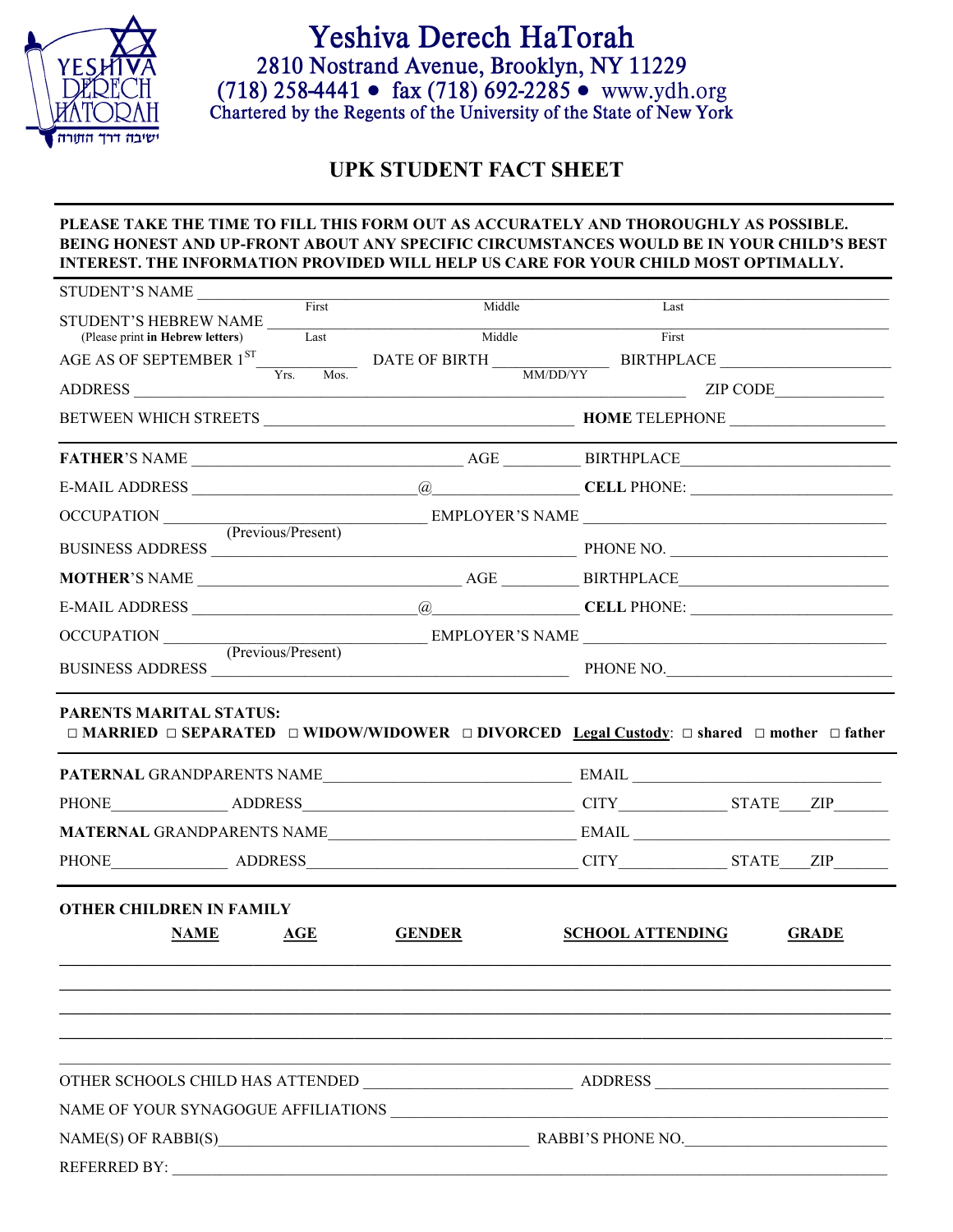# Yeshiva Derech HaTorah

2810 Nostrand Avenue, Brooklyn, NY 11229
(718) 258-4441 • fax (718) 692-2285 • www.ydh.org
Chartered by the Regents of the University of the State of New York

## UPK STUDENT FACT SHEET

**PLEASE TAKE THE TIME TO FILL THIS FORM OUT AS ACCURATELY AND THOROUGHLY AS POSSIBLE. BEING HONEST AND UP-FRONT ABOUT ANY SPECIFIC CIRCUMSTANCES WOULD BE IN YOUR CHILD'S BEST INTEREST. THE INFORMATION PROVIDED WILL HELP US CARE FOR YOUR CHILD MOST OPTIMALLY.**

STUDENT'S NAME ______________________________________________
First Middle Last

STUDENT'S HEBREW NAME ______________________________________________
(Please print **in Hebrew letters**) Last Middle First

AGE AS OF SEPTEMBER 1ST ________ Yrs. Mos. DATE OF BIRTH ________ MM/DD/YY BIRTHPLACE ________________

ADDRESS ______________________________________________ ZIP CODE ____________

BETWEEN WHICH STREETS ______________________________ **HOME** TELEPHONE ________________

**FATHER**'S NAME ______________________ AGE ________ BIRTHPLACE ____________________

E-MAIL ADDRESS ________________@________________ **CELL** PHONE: ____________________

OCCUPATION ______________________ EMPLOYER'S NAME ______________________________
(Previous/Present)

BUSINESS ADDRESS ______________________________________ PHONE NO. ____________________

**MOTHER**'S NAME ______________________ AGE ________ BIRTHPLACE ____________________

E-MAIL ADDRESS ________________@________________ **CELL** PHONE: ____________________

OCCUPATION ______________________ EMPLOYER'S NAME ______________________________
(Previous/Present)

BUSINESS ADDRESS ______________________________________ PHONE NO. ____________________

**PARENTS MARITAL STATUS:**
**□ MARRIED □ SEPARATED □ WIDOW/WIDOWER □ DIVORCED** **Legal Custody**: **□ shared □ mother □ father**

**PATERNAL** GRANDPARENTS NAME ______________________________ EMAIL ______________________

PHONE ____________ ADDRESS ______________________________ CITY ____________ STATE ____ ZIP ______

**MATERNAL** GRANDPARENTS NAME ______________________________ EMAIL ______________________

PHONE ____________ ADDRESS ______________________________ CITY ____________ STATE ____ ZIP ______

**OTHER CHILDREN IN FAMILY**

| NAME | AGE | GENDER | SCHOOL ATTENDING | GRADE |
|---|---|---|---|---|
| | | | | |
| | | | | |
| | | | | |
| | | | | |

OTHER SCHOOLS CHILD HAS ATTENDED ______________________ ADDRESS ______________________

NAME OF YOUR SYNAGOGUE AFFILIATIONS ______________________________________________

NAME(S) OF RABBI(S) ______________________________ RABBI'S PHONE NO. ____________________

REFERRED BY: ______________________________________________________________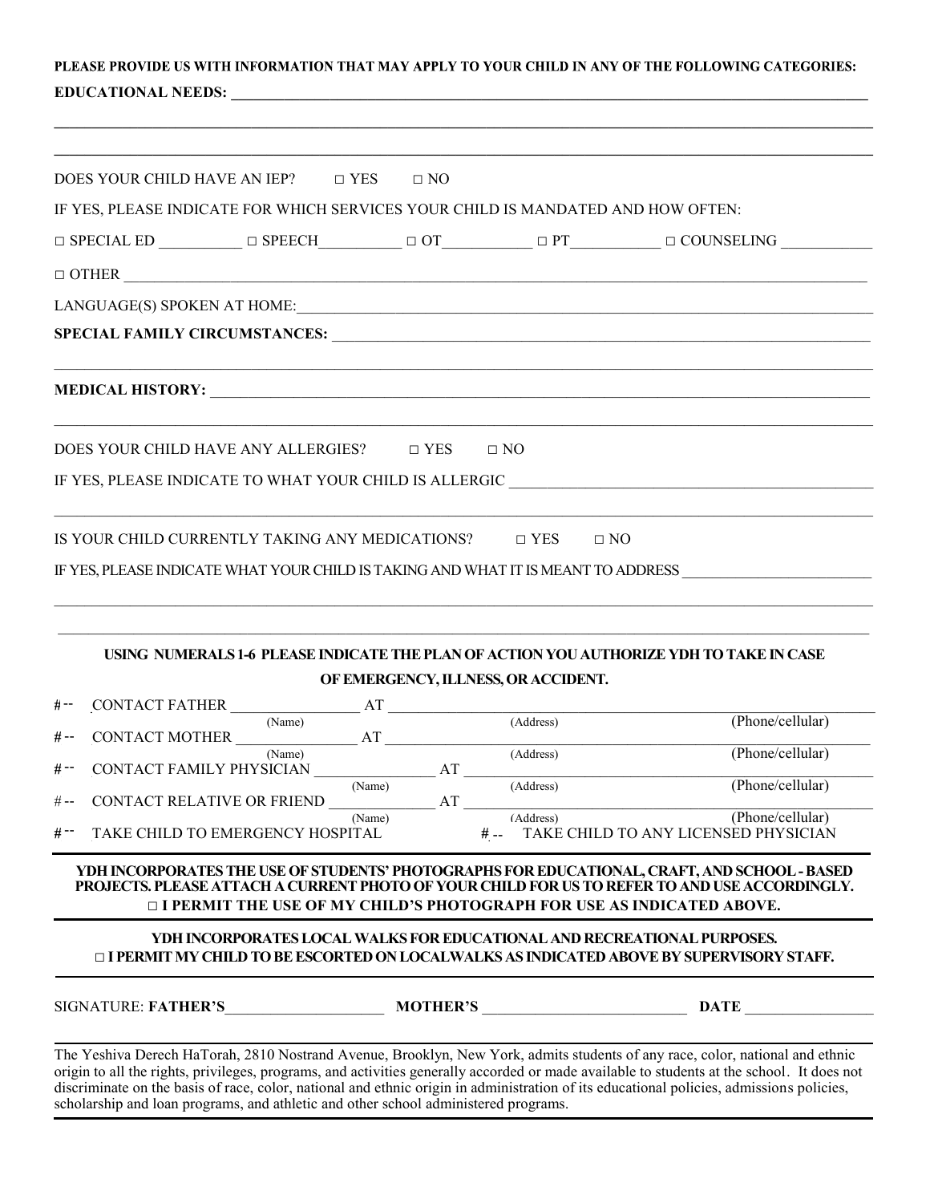**PLEASE PROVIDE US WITH INFORMATION THAT MAY APPLY TO YOUR CHILD IN ANY OF THE FOLLOWING CATEGORIES:**

**EDUCATIONAL NEEDS:** ______________________________________________________________________________

______________________________________________________________________________

______________________________________________________________________________

DOES YOUR CHILD HAVE AN IEP? □ YES □ NO

IF YES, PLEASE INDICATE FOR WHICH SERVICES YOUR CHILD IS MANDATED AND HOW OFTEN:

□ SPECIAL ED __________ □ SPEECH__________ □ OT___________ □ PT___________ □ COUNSELING ___________

□ OTHER ______________________________________________________________________________

LANGUAGE(S) SPOKEN AT HOME:______________________________________________________________

**SPECIAL FAMILY CIRCUMSTANCES:** ______________________________________________________________

______________________________________________________________________________

**MEDICAL HISTORY:** ______________________________________________________________________

______________________________________________________________________________

DOES YOUR CHILD HAVE ANY ALLERGIES? □ YES □ NO

IF YES, PLEASE INDICATE TO WHAT YOUR CHILD IS ALLERGIC ________________________________________

______________________________________________________________________________

IS YOUR CHILD CURRENTLY TAKING ANY MEDICATIONS? □ YES □ NO

IF YES, PLEASE INDICATE WHAT YOUR CHILD IS TAKING AND WHAT IT IS MEANT TO ADDRESS ________________________

______________________________________________________________________________

______________________________________________________________________________

**USING NUMERALS 1-6 PLEASE INDICATE THE PLAN OF ACTION YOU AUTHORIZE YDH TO TAKE IN CASE OF EMERGENCY, ILLNESS, OR ACCIDENT.**

#-- CONTACT FATHER ________________ AT ______________________________________________________
(Name) (Address) (Phone/cellular)

#-- CONTACT MOTHER ________________ AT ______________________________________________________
(Name) (Address) (Phone/cellular)

#-- CONTACT FAMILY PHYSICIAN ______________ AT ______________________________________________
(Name) (Address) (Phone/cellular)

#-- CONTACT RELATIVE OR FRIEND ____________ AT ______________________________________________
(Name) (Address) (Phone/cellular)

#-- TAKE CHILD TO EMERGENCY HOSPITAL #-- TAKE CHILD TO ANY LICENSED PHYSICIAN

**YDH INCORPORATES THE USE OF STUDENTS' PHOTOGRAPHS FOR EDUCATIONAL, CRAFT, AND SCHOOL - BASED PROJECTS. PLEASE ATTACH A CURRENT PHOTO OF YOUR CHILD FOR US TO REFER TO AND USE ACCORDINGLY.**

**□ I PERMIT THE USE OF MY CHILD'S PHOTOGRAPH FOR USE AS INDICATED ABOVE.**

**YDH INCORPORATES LOCAL WALKS FOR EDUCATIONAL AND RECREATIONAL PURPOSES.**

**□ I PERMIT MY CHILD TO BE ESCORTED ON LOCALWALKS AS INDICATED ABOVE BY SUPERVISORY STAFF.**

SIGNATURE: **FATHER'S**____________________ **MOTHER'S** __________________________ **DATE** ________________

The Yeshiva Derech HaTorah, 2810 Nostrand Avenue, Brooklyn, New York, admits students of any race, color, national and ethnic origin to all the rights, privileges, programs, and activities generally accorded or made available to students at the school. It does not discriminate on the basis of race, color, national and ethnic origin in administration of its educational policies, admissions policies, scholarship and loan programs, and athletic and other school administered programs.